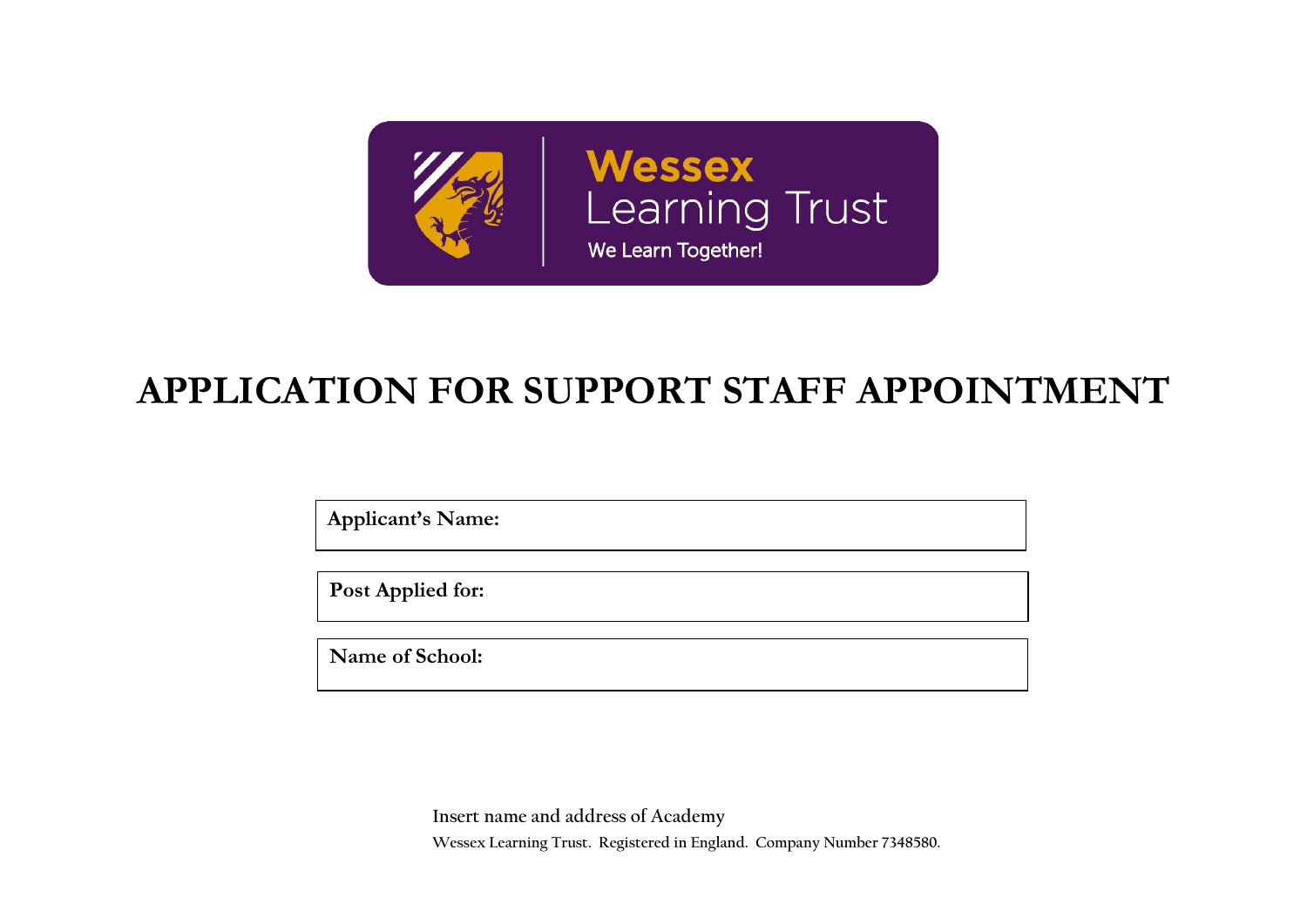Wessex Learning Trust

We Learn Together!

# APPLICATION FOR SUPPORT STAFF APPOINTMENT

| **Applicant's Name:** |
| --- |

| **Post Applied for:** |
| --- |

| **Name of School:** |
| --- |

Insert name and address of Academy

Wessex Learning Trust. Registered in England. Company Number 7348580.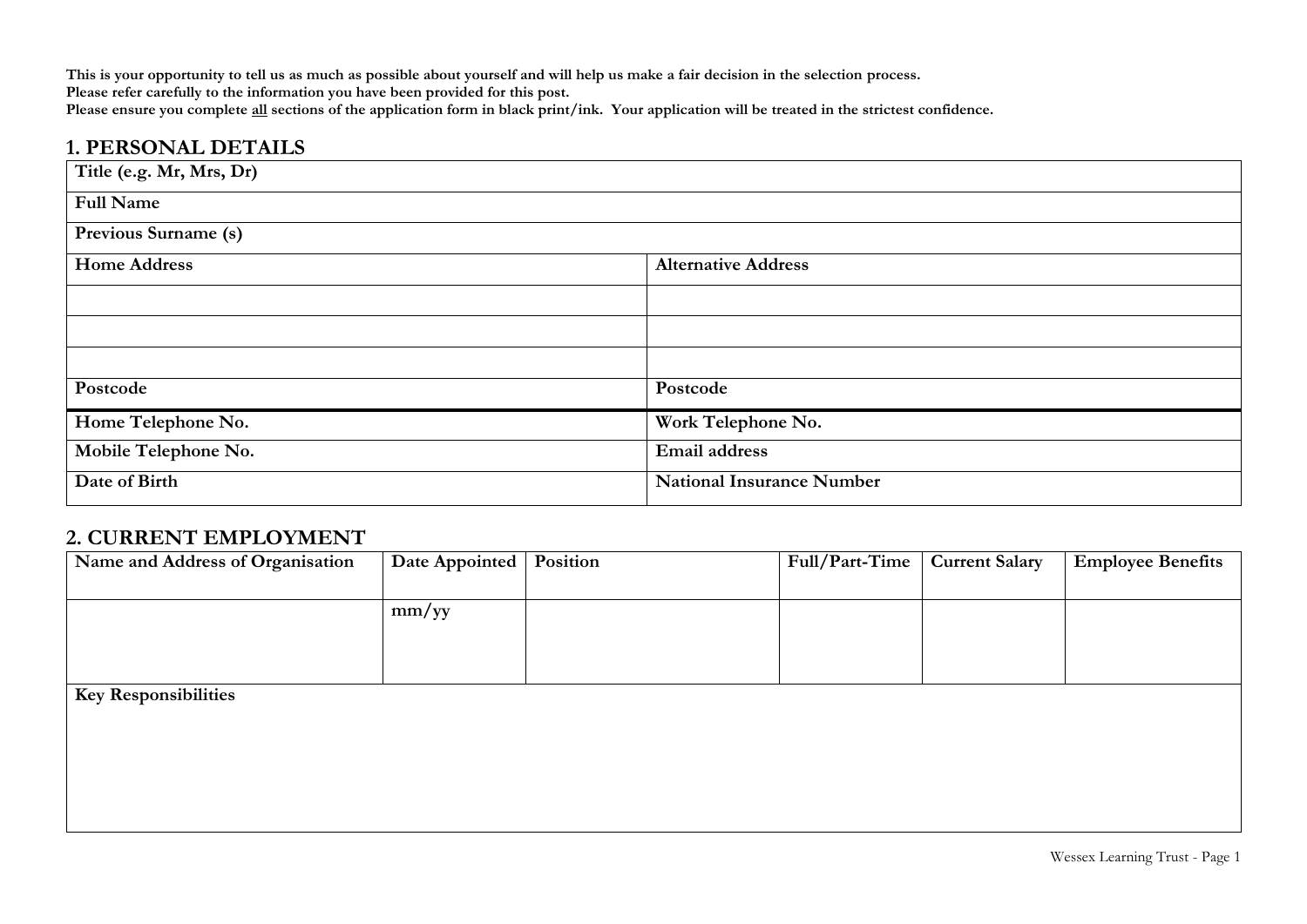**This is your opportunity to tell us as much as possible about yourself and will help us make a fair decision in the selection process.**
**Please refer carefully to the information you have been provided for this post.**
**Please ensure you complete <u>all</u> sections of the application form in black print/ink. Your application will be treated in the strictest confidence.**

## 1. PERSONAL DETAILS

| | |
|---|---|
| **Title (e.g. Mr, Mrs, Dr)** | |
| **Full Name** | |
| **Previous Surname (s)** | |
| **Home Address** | **Alternative Address** |
| | |
| | |
| | |
| **Postcode** | **Postcode** |
| **Home Telephone No.** | **Work Telephone No.** |
| **Mobile Telephone No.** | **Email address** |
| **Date of Birth** | **National Insurance Number** |

## 2. CURRENT EMPLOYMENT

| Name and Address of Organisation | Date Appointed | Position | Full/Part-Time | Current Salary | Employee Benefits |
|---|---|---|---|---|---|
| | mm/yy | | | | |
| **Key Responsibilities** | | | | | |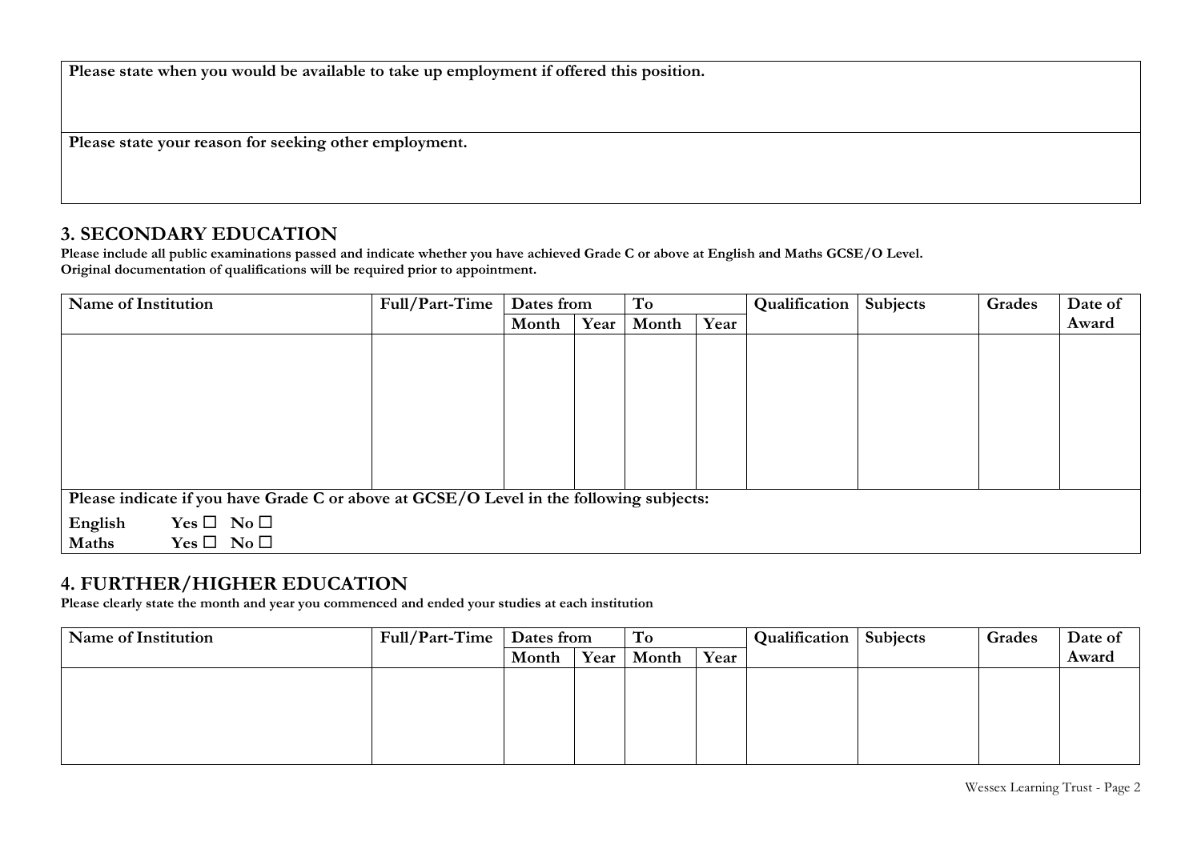| Please state when you would be available to take up employment if offered this position. |
|---|
| |

| Please state your reason for seeking other employment. |
|---|
| |

## 3. SECONDARY EDUCATION

**Please include all public examinations passed and indicate whether you have achieved Grade C or above at English and Maths GCSE/O Level.**
**Original documentation of qualifications will be required prior to appointment.**

| Name of Institution | Full/Part-Time | Dates from | | To | | Qualification | Subjects | Grades | Date of Award |
|---|---|---|---|---|---|---|---|---|---|
| | | Month | Year | Month | Year | | | | |
| | | | | | | | | | |

**Please indicate if you have Grade C or above at GCSE/O Level in the following subjects:**

**English** Yes ☐ No ☐
**Maths** Yes ☐ No ☐

## 4. FURTHER/HIGHER EDUCATION

**Please clearly state the month and year you commenced and ended your studies at each institution**

| Name of Institution | Full/Part-Time | Dates from | | To | | Qualification | Subjects | Grades | Date of Award |
|---|---|---|---|---|---|---|---|---|---|
| | | Month | Year | Month | Year | | | | |
| | | | | | | | | | |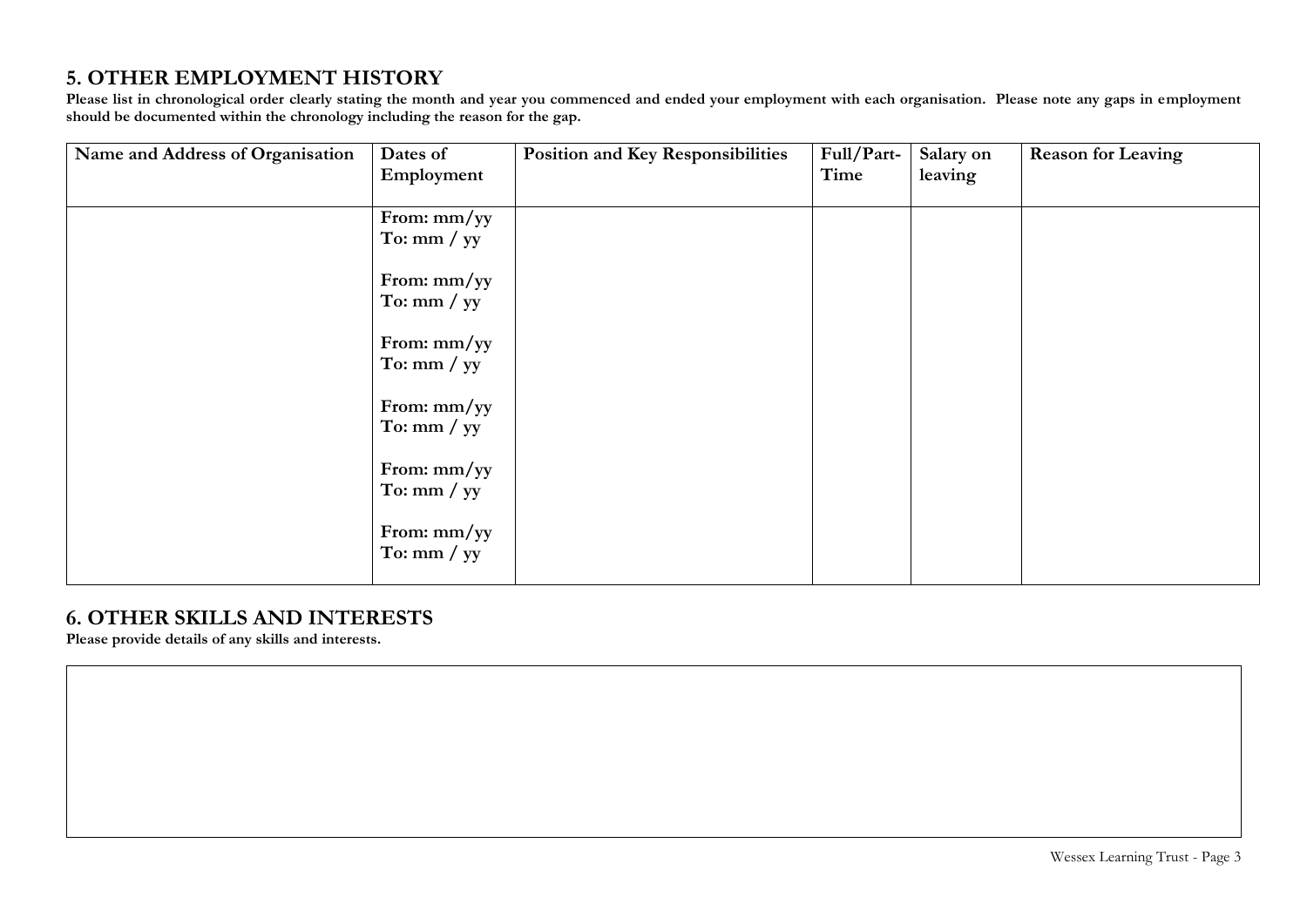## 5. OTHER EMPLOYMENT HISTORY

**Please list in chronological order clearly stating the month and year you commenced and ended your employment with each organisation. Please note any gaps in employment should be documented within the chronology including the reason for the gap.**

| Name and Address of Organisation | Dates of Employment | Position and Key Responsibilities | Full/Part-Time | Salary on leaving | Reason for Leaving |
|---|---|---|---|---|---|
| | **From: mm/yy**<br>**To: mm / yy**<br><br>**From: mm/yy**<br>**To: mm / yy**<br><br>**From: mm/yy**<br>**To: mm / yy**<br><br>**From: mm/yy**<br>**To: mm / yy**<br><br>**From: mm/yy**<br>**To: mm / yy**<br><br>**From: mm/yy**<br>**To: mm / yy** | | | | |

## 6. OTHER SKILLS AND INTERESTS

**Please provide details of any skills and interests.**

| |
|---|
| |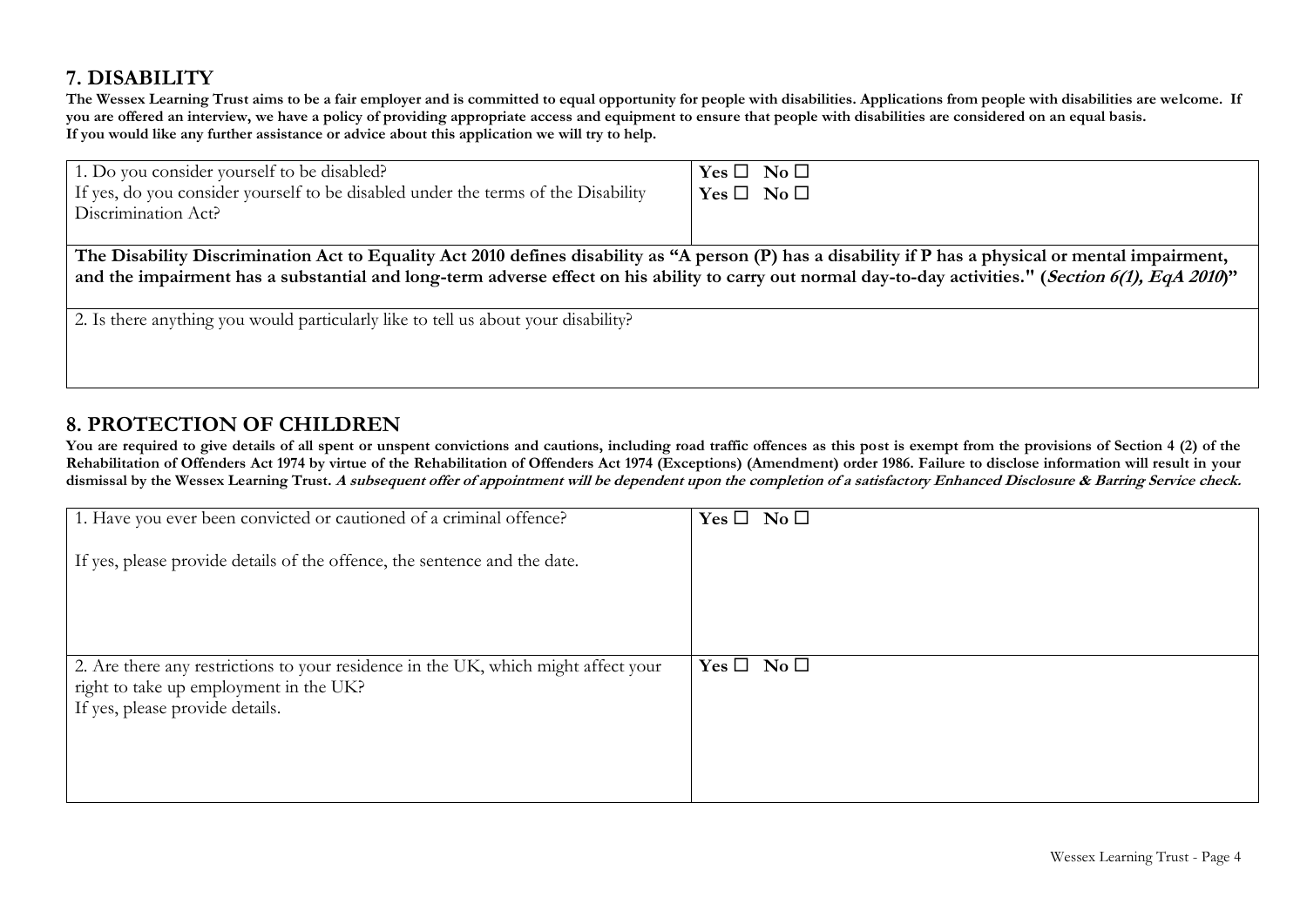## 7. DISABILITY

**The Wessex Learning Trust aims to be a fair employer and is committed to equal opportunity for people with disabilities. Applications from people with disabilities are welcome. If you are offered an interview, we have a policy of providing appropriate access and equipment to ensure that people with disabilities are considered on an equal basis.**
**If you would like any further assistance or advice about this application we will try to help.**

| | |
|---|---|
| 1. Do you consider yourself to be disabled?<br>If yes, do you consider yourself to be disabled under the terms of the Disability Discrimination Act? | **Yes** ☐ **No** ☐<br>**Yes** ☐ **No** ☐ |
| **The Disability Discrimination Act to Equality Act 2010 defines disability as "A person (P) has a disability if P has a physical or mental impairment, and the impairment has a substantial and long-term adverse effect on his ability to carry out normal day-to-day activities." (*Section 6(1), EqA 2010*)"** | |
| 2. Is there anything you would particularly like to tell us about your disability? | |

## 8. PROTECTION OF CHILDREN

**You are required to give details of all spent or unspent convictions and cautions, including road traffic offences as this post is exempt from the provisions of Section 4 (2) of the Rehabilitation of Offenders Act 1974 by virtue of the Rehabilitation of Offenders Act 1974 (Exceptions) (Amendment) order 1986. Failure to disclose information will result in your dismissal by the Wessex Learning Trust. *A subsequent offer of appointment will be dependent upon the completion of a satisfactory Enhanced Disclosure & Barring Service check.***

| | |
|---|---|
| 1. Have you ever been convicted or cautioned of a criminal offence?<br><br>If yes, please provide details of the offence, the sentence and the date. | **Yes** ☐ **No** ☐ |
| 2. Are there any restrictions to your residence in the UK, which might affect your right to take up employment in the UK?<br>If yes, please provide details. | **Yes** ☐ **No** ☐ |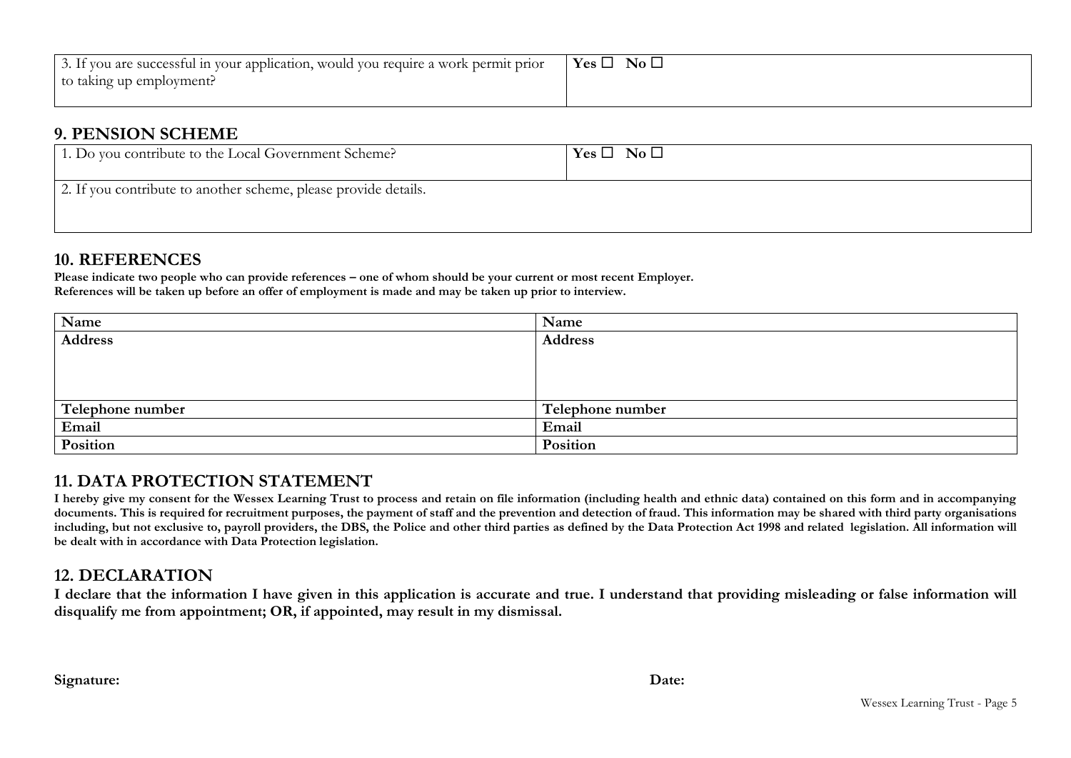| 3. If you are successful in your application, would you require a work permit prior to taking up employment? | **Yes** ☐ **No** ☐ |
| --- | --- |

## 9. PENSION SCHEME

| 1. Do you contribute to the Local Government Scheme? | **Yes** ☐ **No** ☐ |
| --- | --- |
| 2. If you contribute to another scheme, please provide details. | |

## 10. REFERENCES

**Please indicate two people who can provide references – one of whom should be your current or most recent Employer.**
**References will be taken up before an offer of employment is made and may be taken up prior to interview.**

| **Name** | **Name** |
| --- | --- |
| **Address** | **Address** |
| **Telephone number** | **Telephone number** |
| **Email** | **Email** |
| **Position** | **Position** |

## 11. DATA PROTECTION STATEMENT

**I hereby give my consent for the Wessex Learning Trust to process and retain on file information (including health and ethnic data) contained on this form and in accompanying documents. This is required for recruitment purposes, the payment of staff and the prevention and detection of fraud. This information may be shared with third party organisations including, but not exclusive to, payroll providers, the DBS, the Police and other third parties as defined by the Data Protection Act 1998 and related legislation. All information will be dealt with in accordance with Data Protection legislation.**

## 12. DECLARATION

**I declare that the information I have given in this application is accurate and true. I understand that providing misleading or false information will disqualify me from appointment; OR, if appointed, may result in my dismissal.**

**Signature:** **Date:**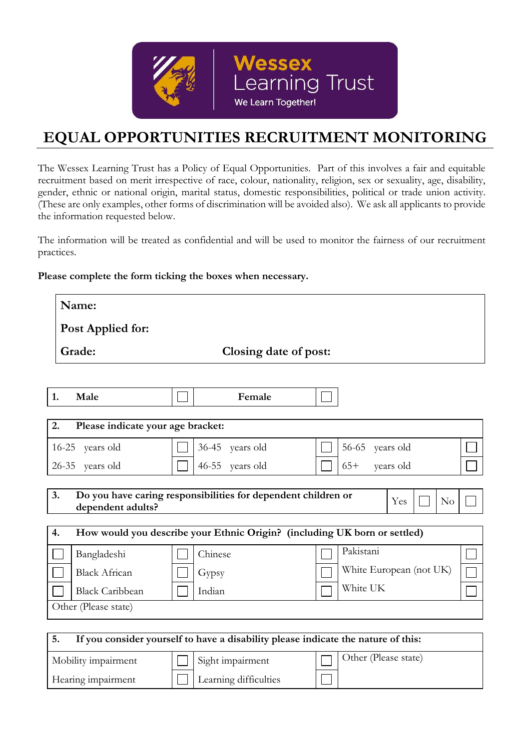Wessex Learning Trust
We Learn Together!

# EQUAL OPPORTUNITIES RECRUITMENT MONITORING

The Wessex Learning Trust has a Policy of Equal Opportunities. Part of this involves a fair and equitable recruitment based on merit irrespective of race, colour, nationality, religion, sex or sexuality, age, disability, gender, ethnic or national origin, marital status, domestic responsibilities, political or trade union activity. (These are only examples, other forms of discrimination will be avoided also). We ask all applicants to provide the information requested below.

The information will be treated as confidential and will be used to monitor the fairness of our recruitment practices.

**Please complete the form ticking the boxes when necessary.**

| | |
|---|---|
| **Name:** | |
| **Post Applied for:** | |
| **Grade:** | **Closing date of post:** |

| **1. Male** | ☐ | **Female** | ☐ |
|---|---|---|---|

| **2. Please indicate your age bracket:** | | | | | |
|---|---|---|---|---|---|
| 16-25 years old | ☐ | 36-45 years old | ☐ | 56-65 years old | ☐ |
| 26-35 years old | ☐ | 46-55 years old | ☐ | 65+ years old | ☐ |

| **3. Do you have caring responsibilities for dependent children or dependent adults?** | Yes | ☐ | No | ☐ |
|---|---|---|---|---|

| **4. How would you describe your Ethnic Origin? (including UK born or settled)** | | | | | |
|---|---|---|---|---|---|
| ☐ | Bangladeshi | ☐ | Chinese | Pakistani | ☐ |
| ☐ | Black African | ☐ | Gypsy | White European (not UK) | ☐ |
| ☐ | Black Caribbean | ☐ | Indian | White UK | ☐ |
| Other (Please state) | | | | | |

| **5. If you consider yourself to have a disability please indicate the nature of this:** | | | | |
|---|---|---|---|---|
| Mobility impairment | ☐ | Sight impairment | ☐ | Other (Please state) |
| Hearing impairment | ☐ | Learning difficulties | ☐ | |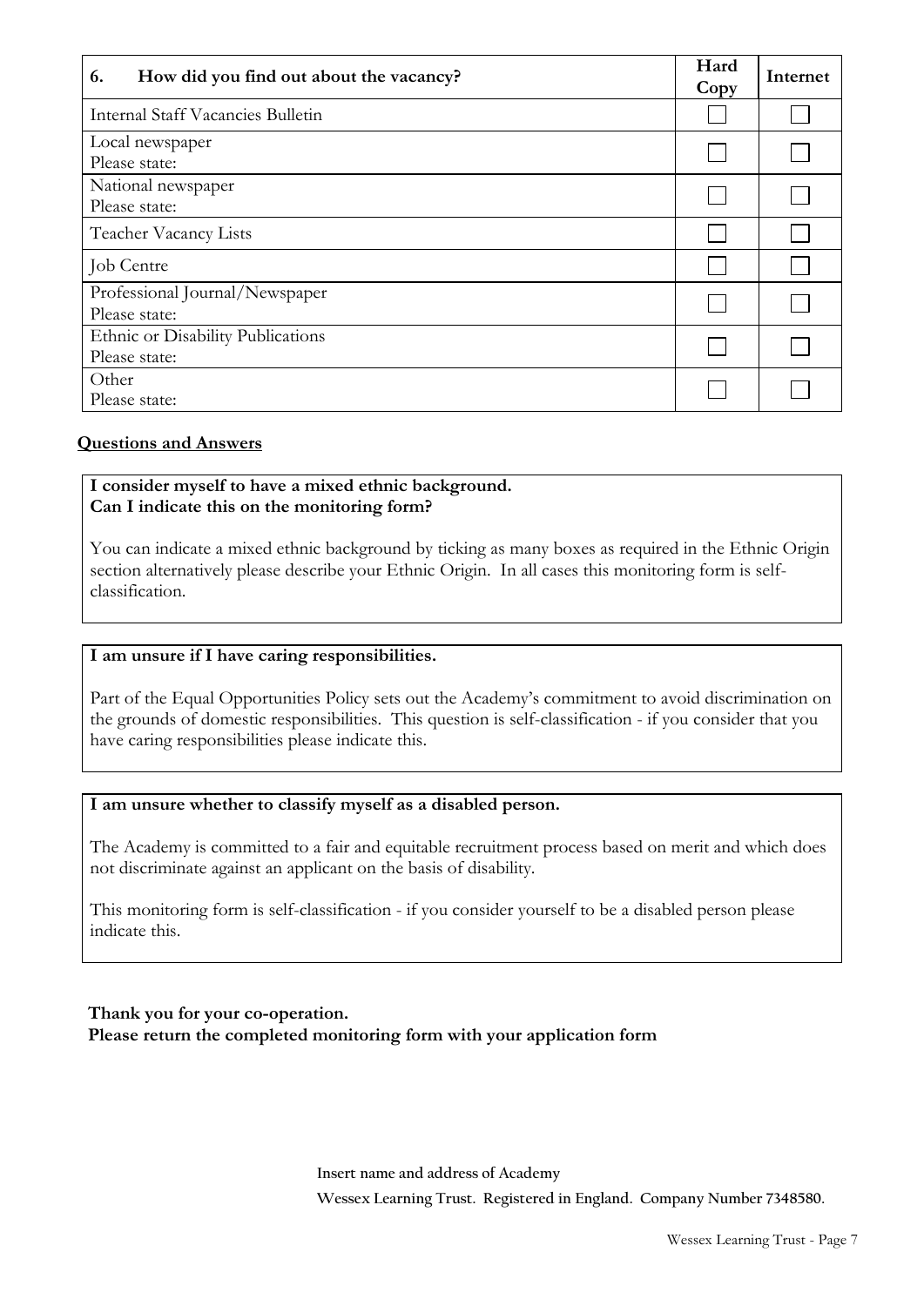| 6. How did you find out about the vacancy? | Hard Copy | Internet |
|---|---|---|
| Internal Staff Vacancies Bulletin | ☐ | ☐ |
| Local newspaper<br>Please state: | ☐ | ☐ |
| National newspaper<br>Please state: | ☐ | ☐ |
| Teacher Vacancy Lists | ☐ | ☐ |
| Job Centre | ☐ | ☐ |
| Professional Journal/Newspaper<br>Please state: | ☐ | ☐ |
| Ethnic or Disability Publications<br>Please state: | ☐ | ☐ |
| Other<br>Please state: | ☐ | ☐ |

## Questions and Answers

**I consider myself to have a mixed ethnic background.**
**Can I indicate this on the monitoring form?**

You can indicate a mixed ethnic background by ticking as many boxes as required in the Ethnic Origin section alternatively please describe your Ethnic Origin. In all cases this monitoring form is self-classification.

**I am unsure if I have caring responsibilities.**

Part of the Equal Opportunities Policy sets out the Academy's commitment to avoid discrimination on the grounds of domestic responsibilities. This question is self-classification - if you consider that you have caring responsibilities please indicate this.

**I am unsure whether to classify myself as a disabled person.**

The Academy is committed to a fair and equitable recruitment process based on merit and which does not discriminate against an applicant on the basis of disability.

This monitoring form is self-classification - if you consider yourself to be a disabled person please indicate this.

**Thank you for your co-operation.**
**Please return the completed monitoring form with your application form**

Insert name and address of Academy
Wessex Learning Trust. Registered in England. Company Number 7348580.